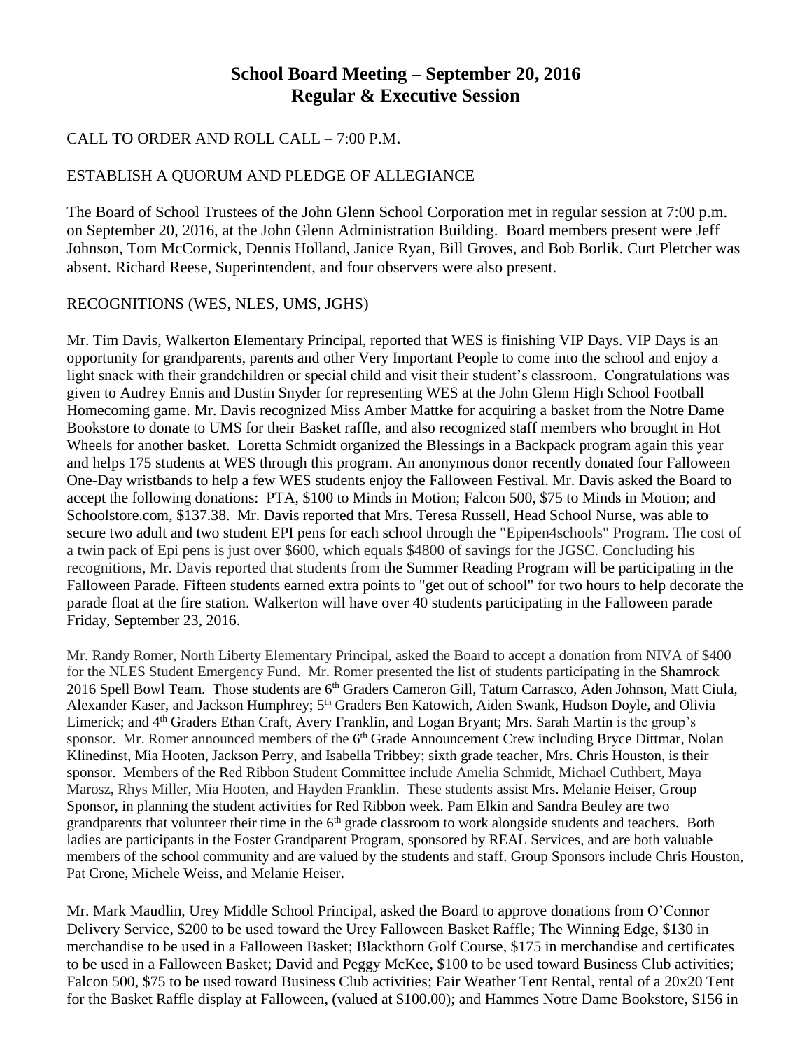# School Board Meeting – September 20, 2016
## Regular & Executive Session

CALL TO ORDER AND ROLL CALL – 7:00 P.M.

ESTABLISH A QUORUM AND PLEDGE OF ALLEGIANCE

The Board of School Trustees of the John Glenn School Corporation met in regular session at 7:00 p.m. on September 20, 2016, at the John Glenn Administration Building. Board members present were Jeff Johnson, Tom McCormick, Dennis Holland, Janice Ryan, Bill Groves, and Bob Borlik. Curt Pletcher was absent. Richard Reese, Superintendent, and four observers were also present.

RECOGNITIONS (WES, NLES, UMS, JGHS)

Mr. Tim Davis, Walkerton Elementary Principal, reported that WES is finishing VIP Days. VIP Days is an opportunity for grandparents, parents and other Very Important People to come into the school and enjoy a light snack with their grandchildren or special child and visit their student's classroom. Congratulations was given to Audrey Ennis and Dustin Snyder for representing WES at the John Glenn High School Football Homecoming game. Mr. Davis recognized Miss Amber Mattke for acquiring a basket from the Notre Dame Bookstore to donate to UMS for their Basket raffle, and also recognized staff members who brought in Hot Wheels for another basket. Loretta Schmidt organized the Blessings in a Backpack program again this year and helps 175 students at WES through this program. An anonymous donor recently donated four Falloween One-Day wristbands to help a few WES students enjoy the Falloween Festival. Mr. Davis asked the Board to accept the following donations: PTA, $100 to Minds in Motion; Falcon 500, $75 to Minds in Motion; and Schoolstore.com, $137.38. Mr. Davis reported that Mrs. Teresa Russell, Head School Nurse, was able to secure two adult and two student EPI pens for each school through the "Epipen4schools" Program. The cost of a twin pack of Epi pens is just over $600, which equals $4800 of savings for the JGSC. Concluding his recognitions, Mr. Davis reported that students from the Summer Reading Program will be participating in the Falloween Parade. Fifteen students earned extra points to "get out of school" for two hours to help decorate the parade float at the fire station. Walkerton will have over 40 students participating in the Falloween parade Friday, September 23, 2016.

Mr. Randy Romer, North Liberty Elementary Principal, asked the Board to accept a donation from NIVA of $400 for the NLES Student Emergency Fund. Mr. Romer presented the list of students participating in the Shamrock 2016 Spell Bowl Team. Those students are 6th Graders Cameron Gill, Tatum Carrasco, Aden Johnson, Matt Ciula, Alexander Kaser, and Jackson Humphrey; 5th Graders Ben Katowich, Aiden Swank, Hudson Doyle, and Olivia Limerick; and 4th Graders Ethan Craft, Avery Franklin, and Logan Bryant; Mrs. Sarah Martin is the group's sponsor. Mr. Romer announced members of the 6th Grade Announcement Crew including Bryce Dittmar, Nolan Klinedinst, Mia Hooten, Jackson Perry, and Isabella Tribbey; sixth grade teacher, Mrs. Chris Houston, is their sponsor. Members of the Red Ribbon Student Committee include Amelia Schmidt, Michael Cuthbert, Maya Marosz, Rhys Miller, Mia Hooten, and Hayden Franklin. These students assist Mrs. Melanie Heiser, Group Sponsor, in planning the student activities for Red Ribbon week. Pam Elkin and Sandra Beuley are two grandparents that volunteer their time in the 6th grade classroom to work alongside students and teachers. Both ladies are participants in the Foster Grandparent Program, sponsored by REAL Services, and are both valuable members of the school community and are valued by the students and staff. Group Sponsors include Chris Houston, Pat Crone, Michele Weiss, and Melanie Heiser.

Mr. Mark Maudlin, Urey Middle School Principal, asked the Board to approve donations from O'Connor Delivery Service, $200 to be used toward the Urey Falloween Basket Raffle; The Winning Edge, $130 in merchandise to be used in a Falloween Basket; Blackthorn Golf Course, $175 in merchandise and certificates to be used in a Falloween Basket; David and Peggy McKee, $100 to be used toward Business Club activities; Falcon 500, $75 to be used toward Business Club activities; Fair Weather Tent Rental, rental of a 20x20 Tent for the Basket Raffle display at Falloween, (valued at $100.00); and Hammes Notre Dame Bookstore, $156 in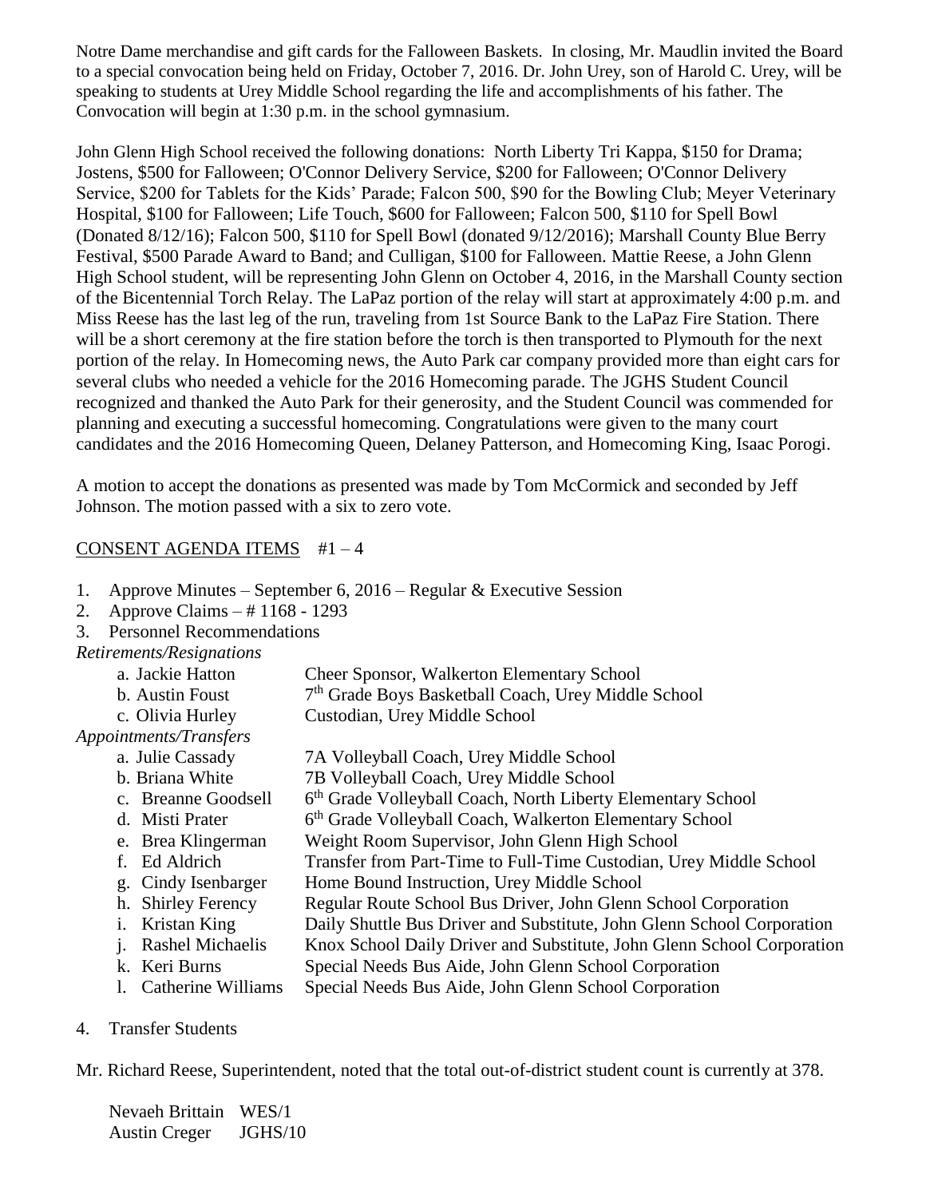Notre Dame merchandise and gift cards for the Falloween Baskets. In closing, Mr. Maudlin invited the Board to a special convocation being held on Friday, October 7, 2016. Dr. John Urey, son of Harold C. Urey, will be speaking to students at Urey Middle School regarding the life and accomplishments of his father. The Convocation will begin at 1:30 p.m. in the school gymnasium.

John Glenn High School received the following donations: North Liberty Tri Kappa, $150 for Drama; Jostens, $500 for Falloween; O'Connor Delivery Service, $200 for Falloween; O'Connor Delivery Service, $200 for Tablets for the Kids' Parade; Falcon 500, $90 for the Bowling Club; Meyer Veterinary Hospital, $100 for Falloween; Life Touch, $600 for Falloween; Falcon 500, $110 for Spell Bowl (Donated 8/12/16); Falcon 500, $110 for Spell Bowl (donated 9/12/2016); Marshall County Blue Berry Festival, $500 Parade Award to Band; and Culligan, $100 for Falloween. Mattie Reese, a John Glenn High School student, will be representing John Glenn on October 4, 2016, in the Marshall County section of the Bicentennial Torch Relay. The LaPaz portion of the relay will start at approximately 4:00 p.m. and Miss Reese has the last leg of the run, traveling from 1st Source Bank to the LaPaz Fire Station. There will be a short ceremony at the fire station before the torch is then transported to Plymouth for the next portion of the relay. In Homecoming news, the Auto Park car company provided more than eight cars for several clubs who needed a vehicle for the 2016 Homecoming parade. The JGHS Student Council recognized and thanked the Auto Park for their generosity, and the Student Council was commended for planning and executing a successful homecoming. Congratulations were given to the many court candidates and the 2016 Homecoming Queen, Delaney Patterson, and Homecoming King, Isaac Porogi.

A motion to accept the donations as presented was made by Tom McCormick and seconded by Jeff Johnson. The motion passed with a six to zero vote.

## CONSENT AGENDA ITEMS #1 – 4

1. Approve Minutes – September 6, 2016 – Regular & Executive Session
2. Approve Claims – # 1168 - 1293
3. Personnel Recommendations

*Retirements/Resignations*

| | |
|---|---|
| a. Jackie Hatton | Cheer Sponsor, Walkerton Elementary School |
| b. Austin Foust | 7th Grade Boys Basketball Coach, Urey Middle School |
| c. Olivia Hurley | Custodian, Urey Middle School |

*Appointments/Transfers*

| | |
|---|---|
| a. Julie Cassady | 7A Volleyball Coach, Urey Middle School |
| b. Briana White | 7B Volleyball Coach, Urey Middle School |
| c. Breanne Goodsell | 6th Grade Volleyball Coach, North Liberty Elementary School |
| d. Misti Prater | 6th Grade Volleyball Coach, Walkerton Elementary School |
| e. Brea Klingerman | Weight Room Supervisor, John Glenn High School |
| f. Ed Aldrich | Transfer from Part-Time to Full-Time Custodian, Urey Middle School |
| g. Cindy Isenbarger | Home Bound Instruction, Urey Middle School |
| h. Shirley Ferency | Regular Route School Bus Driver, John Glenn School Corporation |
| i. Kristan King | Daily Shuttle Bus Driver and Substitute, John Glenn School Corporation |
| j. Rashel Michaelis | Knox School Daily Driver and Substitute, John Glenn School Corporation |
| k. Keri Burns | Special Needs Bus Aide, John Glenn School Corporation |
| l. Catherine Williams | Special Needs Bus Aide, John Glenn School Corporation |

4. Transfer Students

Mr. Richard Reese, Superintendent, noted that the total out-of-district student count is currently at 378.

| | |
|---|---|
| Nevaeh Brittain | WES/1 |
| Austin Creger | JGHS/10 |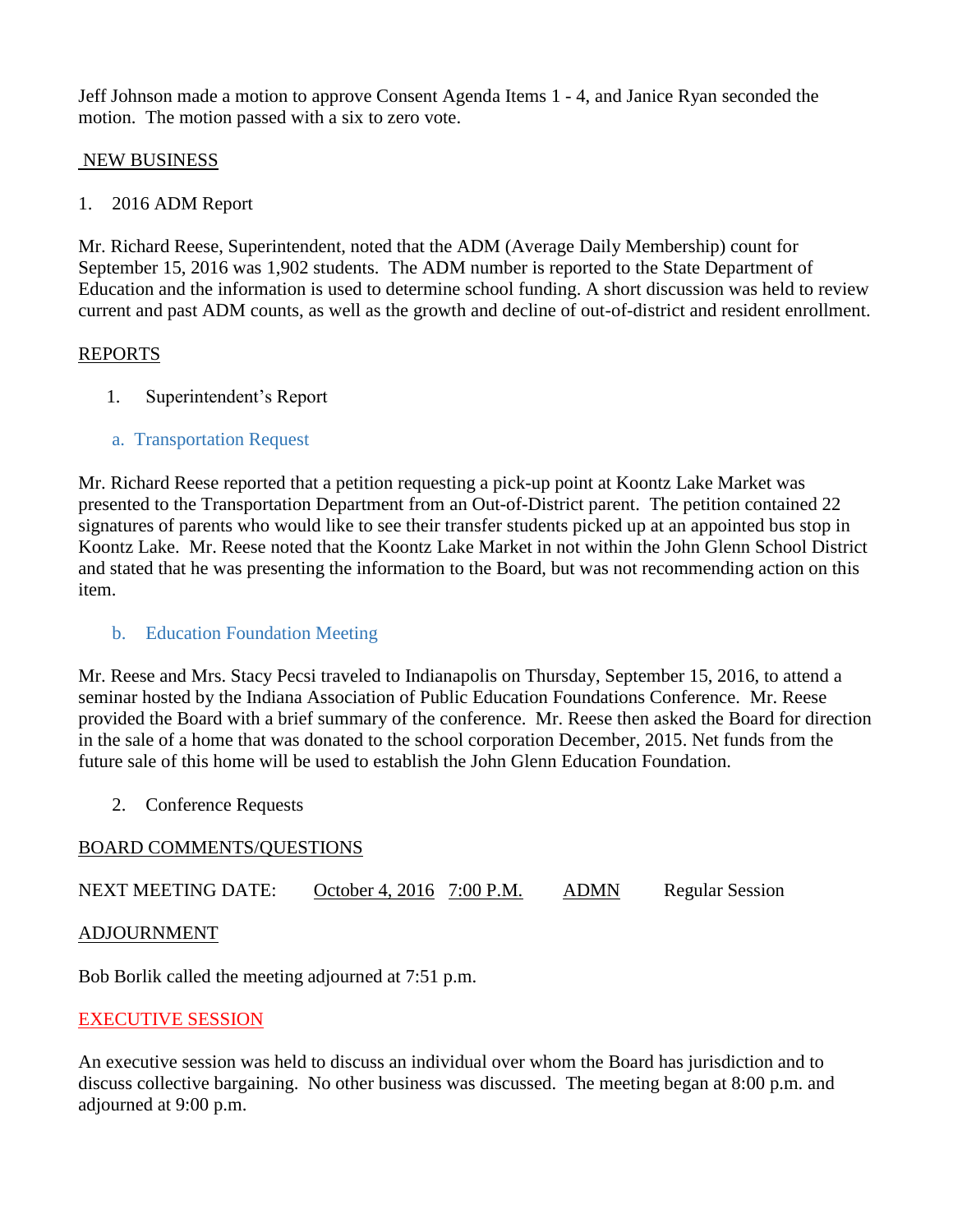Jeff Johnson made a motion to approve Consent Agenda Items 1 - 4, and Janice Ryan seconded the motion. The motion passed with a six to zero vote.

## NEW BUSINESS

1. 2016 ADM Report

Mr. Richard Reese, Superintendent, noted that the ADM (Average Daily Membership) count for September 15, 2016 was 1,902 students. The ADM number is reported to the State Department of Education and the information is used to determine school funding. A short discussion was held to review current and past ADM counts, as well as the growth and decline of out-of-district and resident enrollment.

## REPORTS

1. Superintendent's Report

### a. Transportation Request

Mr. Richard Reese reported that a petition requesting a pick-up point at Koontz Lake Market was presented to the Transportation Department from an Out-of-District parent. The petition contained 22 signatures of parents who would like to see their transfer students picked up at an appointed bus stop in Koontz Lake. Mr. Reese noted that the Koontz Lake Market in not within the John Glenn School District and stated that he was presenting the information to the Board, but was not recommending action on this item.

### b. Education Foundation Meeting

Mr. Reese and Mrs. Stacy Pecsi traveled to Indianapolis on Thursday, September 15, 2016, to attend a seminar hosted by the Indiana Association of Public Education Foundations Conference. Mr. Reese provided the Board with a brief summary of the conference. Mr. Reese then asked the Board for direction in the sale of a home that was donated to the school corporation December, 2015. Net funds from the future sale of this home will be used to establish the John Glenn Education Foundation.

2. Conference Requests

## BOARD COMMENTS/QUESTIONS

NEXT MEETING DATE: October 4, 2016 7:00 P.M. ADMN Regular Session

## ADJOURNMENT

Bob Borlik called the meeting adjourned at 7:51 p.m.

## EXECUTIVE SESSION

An executive session was held to discuss an individual over whom the Board has jurisdiction and to discuss collective bargaining. No other business was discussed. The meeting began at 8:00 p.m. and adjourned at 9:00 p.m.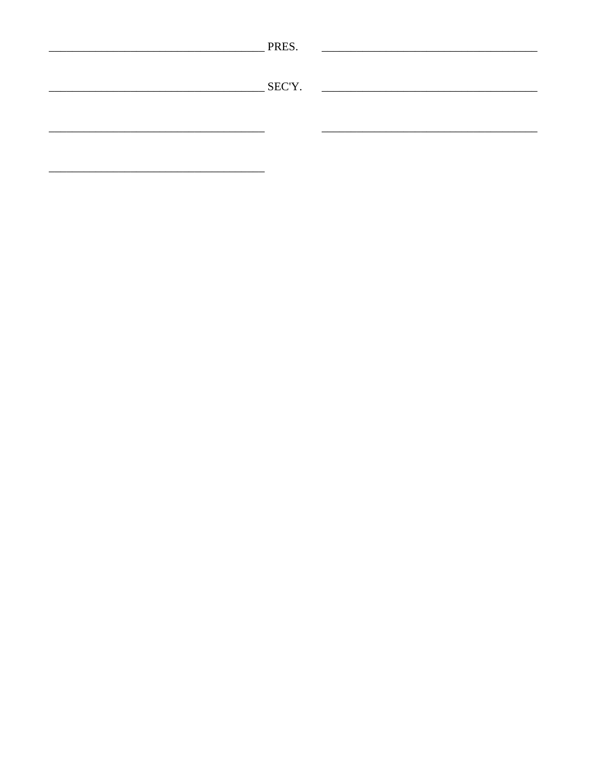_____________________________________ PRES.     _____________________________________

_____________________________________ SEC'Y.     _____________________________________

_____________________________________     _____________________________________

_____________________________________